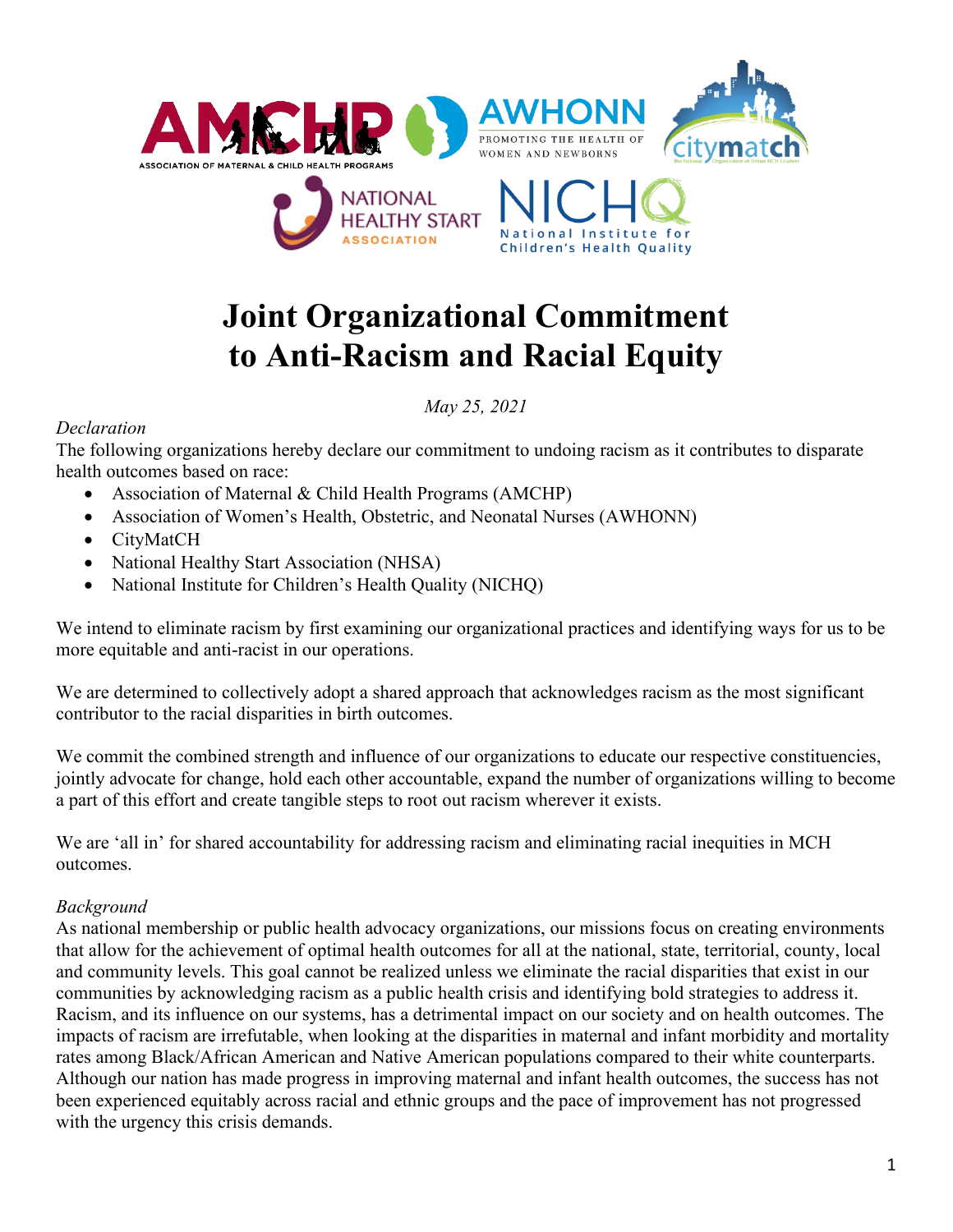# Joint Organizational Commitment to Anti-Racism and Racial Equity

*May 25, 2021*

*Declaration*

The following organizations hereby declare our commitment to undoing racism as it contributes to disparate health outcomes based on race:

- Association of Maternal & Child Health Programs (AMCHP)
- Association of Women's Health, Obstetric, and Neonatal Nurses (AWHONN)
- CityMatCH
- National Healthy Start Association (NHSA)
- National Institute for Children's Health Quality (NICHQ)

We intend to eliminate racism by first examining our organizational practices and identifying ways for us to be more equitable and anti-racist in our operations.

We are determined to collectively adopt a shared approach that acknowledges racism as the most significant contributor to the racial disparities in birth outcomes.

We commit the combined strength and influence of our organizations to educate our respective constituencies, jointly advocate for change, hold each other accountable, expand the number of organizations willing to become a part of this effort and create tangible steps to root out racism wherever it exists.

We are 'all in' for shared accountability for addressing racism and eliminating racial inequities in MCH outcomes.

*Background*

As national membership or public health advocacy organizations, our missions focus on creating environments that allow for the achievement of optimal health outcomes for all at the national, state, territorial, county, local and community levels. This goal cannot be realized unless we eliminate the racial disparities that exist in our communities by acknowledging racism as a public health crisis and identifying bold strategies to address it. Racism, and its influence on our systems, has a detrimental impact on our society and on health outcomes. The impacts of racism are irrefutable, when looking at the disparities in maternal and infant morbidity and mortality rates among Black/African American and Native American populations compared to their white counterparts. Although our nation has made progress in improving maternal and infant health outcomes, the success has not been experienced equitably across racial and ethnic groups and the pace of improvement has not progressed with the urgency this crisis demands.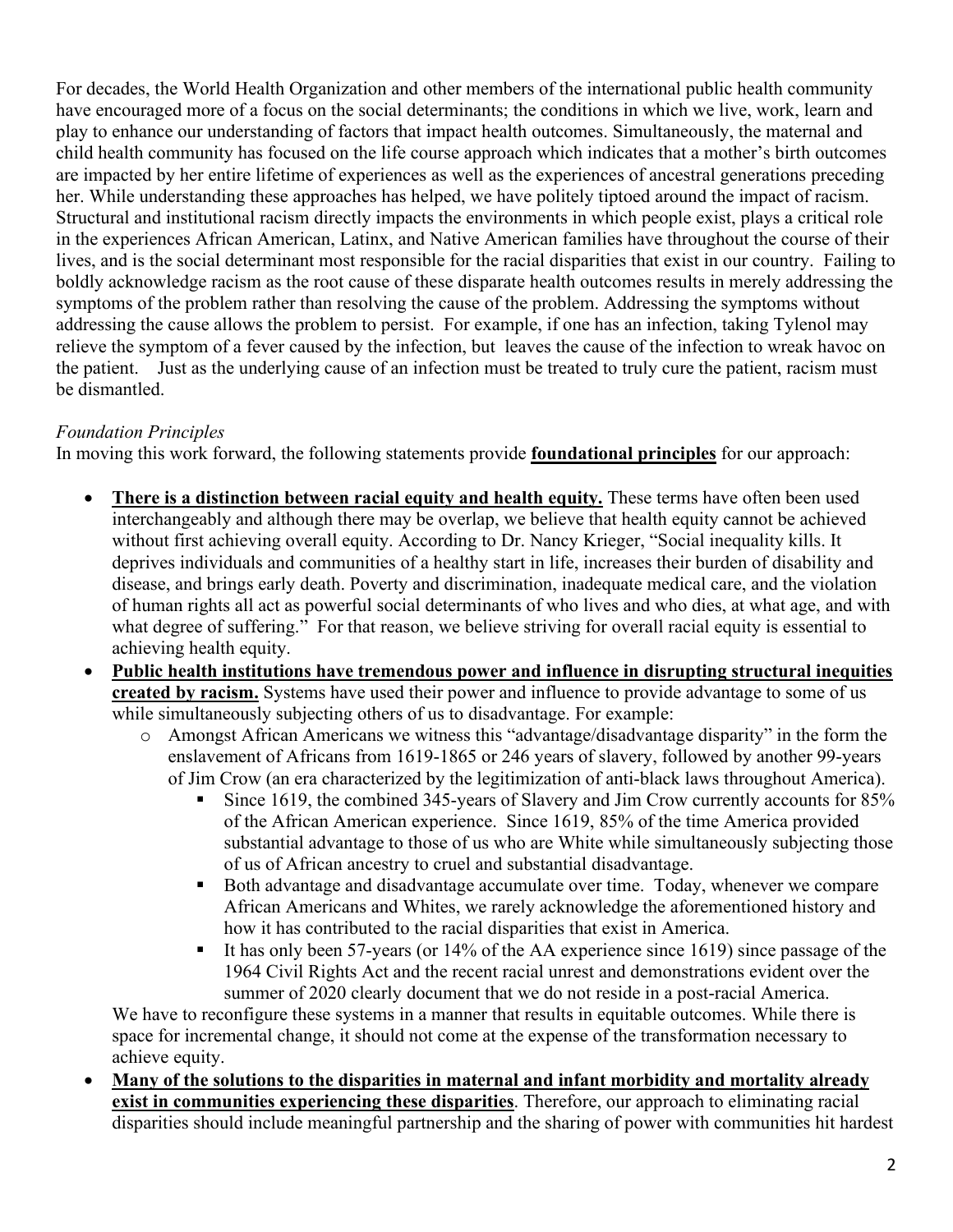For decades, the World Health Organization and other members of the international public health community have encouraged more of a focus on the social determinants; the conditions in which we live, work, learn and play to enhance our understanding of factors that impact health outcomes. Simultaneously, the maternal and child health community has focused on the life course approach which indicates that a mother's birth outcomes are impacted by her entire lifetime of experiences as well as the experiences of ancestral generations preceding her. While understanding these approaches has helped, we have politely tiptoed around the impact of racism. Structural and institutional racism directly impacts the environments in which people exist, plays a critical role in the experiences African American, Latinx, and Native American families have throughout the course of their lives, and is the social determinant most responsible for the racial disparities that exist in our country. Failing to boldly acknowledge racism as the root cause of these disparate health outcomes results in merely addressing the symptoms of the problem rather than resolving the cause of the problem. Addressing the symptoms without addressing the cause allows the problem to persist. For example, if one has an infection, taking Tylenol may relieve the symptom of a fever caused by the infection, but leaves the cause of the infection to wreak havoc on the patient. Just as the underlying cause of an infection must be treated to truly cure the patient, racism must be dismantled.

*Foundation Principles*

In moving this work forward, the following statements provide **foundational principles** for our approach:

- **There is a distinction between racial equity and health equity.** These terms have often been used interchangeably and although there may be overlap, we believe that health equity cannot be achieved without first achieving overall equity. According to Dr. Nancy Krieger, "Social inequality kills. It deprives individuals and communities of a healthy start in life, increases their burden of disability and disease, and brings early death. Poverty and discrimination, inadequate medical care, and the violation of human rights all act as powerful social determinants of who lives and who dies, at what age, and with what degree of suffering." For that reason, we believe striving for overall racial equity is essential to achieving health equity.
- **Public health institutions have tremendous power and influence in disrupting structural inequities created by racism.** Systems have used their power and influence to provide advantage to some of us while simultaneously subjecting others of us to disadvantage. For example:
    - Amongst African Americans we witness this "advantage/disadvantage disparity" in the form the enslavement of Africans from 1619-1865 or 246 years of slavery, followed by another 99-years of Jim Crow (an era characterized by the legitimization of anti-black laws throughout America).
        - Since 1619, the combined 345-years of Slavery and Jim Crow currently accounts for 85% of the African American experience. Since 1619, 85% of the time America provided substantial advantage to those of us who are White while simultaneously subjecting those of us of African ancestry to cruel and substantial disadvantage.
        - Both advantage and disadvantage accumulate over time. Today, whenever we compare African Americans and Whites, we rarely acknowledge the aforementioned history and how it has contributed to the racial disparities that exist in America.
        - It has only been 57-years (or 14% of the AA experience since 1619) since passage of the 1964 Civil Rights Act and the recent racial unrest and demonstrations evident over the summer of 2020 clearly document that we do not reside in a post-racial America.

  We have to reconfigure these systems in a manner that results in equitable outcomes. While there is space for incremental change, it should not come at the expense of the transformation necessary to achieve equity.
- **Many of the solutions to the disparities in maternal and infant morbidity and mortality already exist in communities experiencing these disparities**. Therefore, our approach to eliminating racial disparities should include meaningful partnership and the sharing of power with communities hit hardest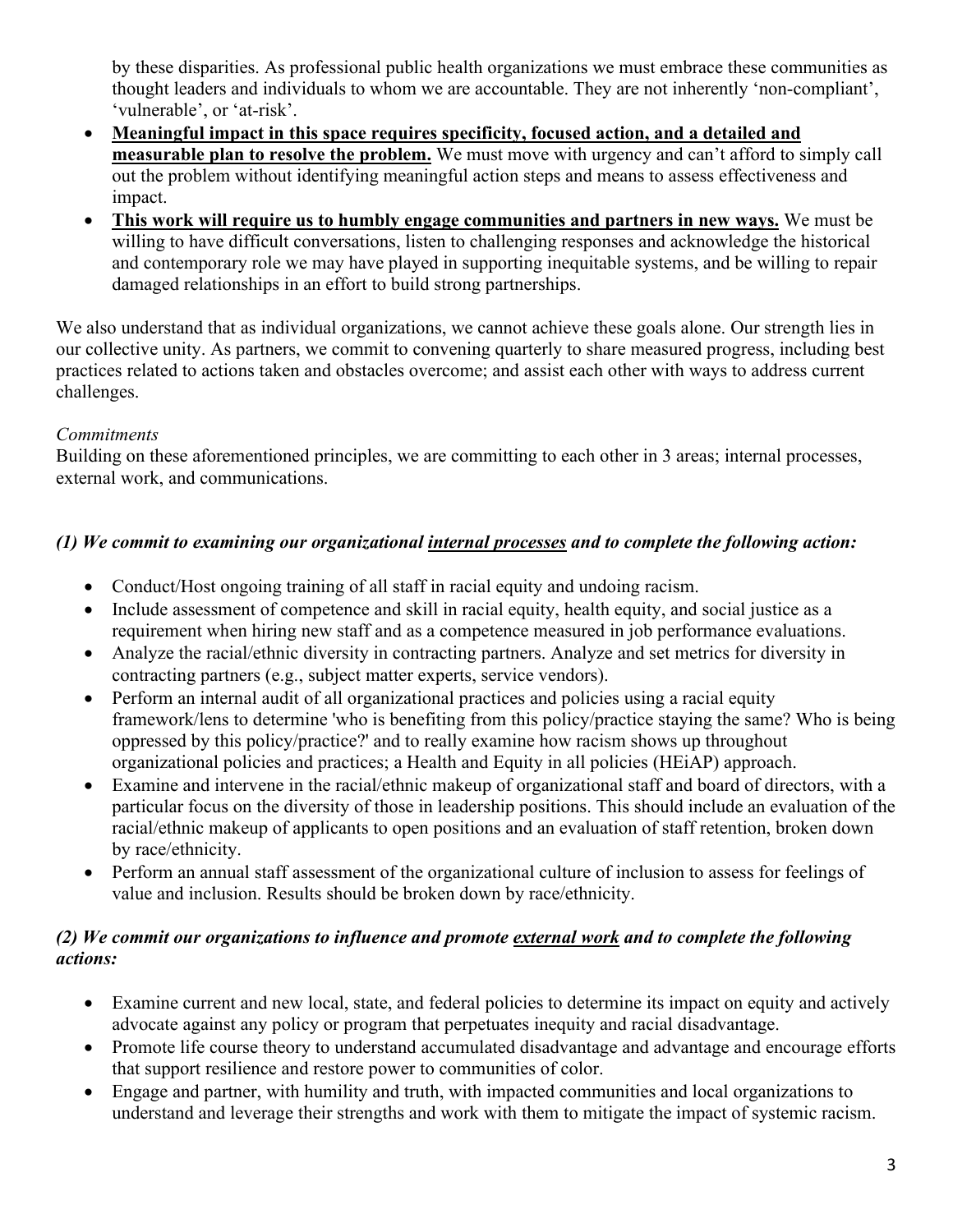by these disparities. As professional public health organizations we must embrace these communities as thought leaders and individuals to whom we are accountable. They are not inherently 'non-compliant', 'vulnerable', or 'at-risk'.

- **Meaningful impact in this space requires specificity, focused action, and a detailed and measurable plan to resolve the problem.** We must move with urgency and can't afford to simply call out the problem without identifying meaningful action steps and means to assess effectiveness and impact.
- **This work will require us to humbly engage communities and partners in new ways.** We must be willing to have difficult conversations, listen to challenging responses and acknowledge the historical and contemporary role we may have played in supporting inequitable systems, and be willing to repair damaged relationships in an effort to build strong partnerships.

We also understand that as individual organizations, we cannot achieve these goals alone. Our strength lies in our collective unity. As partners, we commit to convening quarterly to share measured progress, including best practices related to actions taken and obstacles overcome; and assist each other with ways to address current challenges.

*Commitments*

Building on these aforementioned principles, we are committing to each other in 3 areas; internal processes, external work, and communications.

***(1) We commit to examining our organizational <u>internal processes</u> and to complete the following action:***

- Conduct/Host ongoing training of all staff in racial equity and undoing racism.
- Include assessment of competence and skill in racial equity, health equity, and social justice as a requirement when hiring new staff and as a competence measured in job performance evaluations.
- Analyze the racial/ethnic diversity in contracting partners. Analyze and set metrics for diversity in contracting partners (e.g., subject matter experts, service vendors).
- Perform an internal audit of all organizational practices and policies using a racial equity framework/lens to determine 'who is benefiting from this policy/practice staying the same? Who is being oppressed by this policy/practice?' and to really examine how racism shows up throughout organizational policies and practices; a Health and Equity in all policies (HEiAP) approach.
- Examine and intervene in the racial/ethnic makeup of organizational staff and board of directors, with a particular focus on the diversity of those in leadership positions. This should include an evaluation of the racial/ethnic makeup of applicants to open positions and an evaluation of staff retention, broken down by race/ethnicity.
- Perform an annual staff assessment of the organizational culture of inclusion to assess for feelings of value and inclusion. Results should be broken down by race/ethnicity.

***(2) We commit our organizations to influence and promote <u>external work</u> and to complete the following actions:***

- Examine current and new local, state, and federal policies to determine its impact on equity and actively advocate against any policy or program that perpetuates inequity and racial disadvantage.
- Promote life course theory to understand accumulated disadvantage and advantage and encourage efforts that support resilience and restore power to communities of color.
- Engage and partner, with humility and truth, with impacted communities and local organizations to understand and leverage their strengths and work with them to mitigate the impact of systemic racism.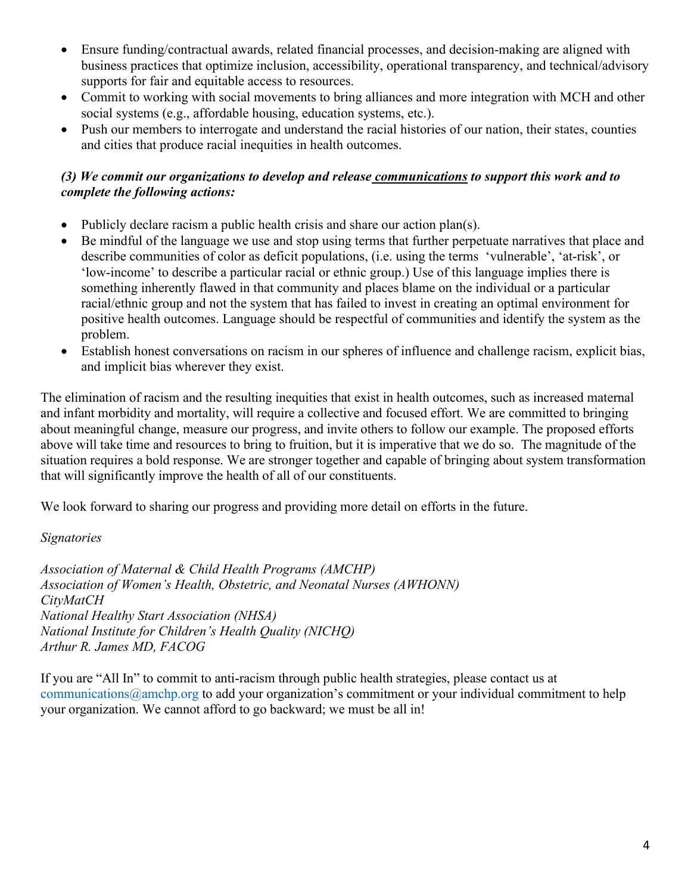- Ensure funding/contractual awards, related financial processes, and decision-making are aligned with business practices that optimize inclusion, accessibility, operational transparency, and technical/advisory supports for fair and equitable access to resources.
- Commit to working with social movements to bring alliances and more integration with MCH and other social systems (e.g., affordable housing, education systems, etc.).
- Push our members to interrogate and understand the racial histories of our nation, their states, counties and cities that produce racial inequities in health outcomes.

***(3) We commit our organizations to develop and release <u>communications</u> to support this work and to complete the following actions:***

- Publicly declare racism a public health crisis and share our action plan(s).
- Be mindful of the language we use and stop using terms that further perpetuate narratives that place and describe communities of color as deficit populations, (i.e. using the terms 'vulnerable', 'at-risk', or 'low-income' to describe a particular racial or ethnic group.) Use of this language implies there is something inherently flawed in that community and places blame on the individual or a particular racial/ethnic group and not the system that has failed to invest in creating an optimal environment for positive health outcomes. Language should be respectful of communities and identify the system as the problem.
- Establish honest conversations on racism in our spheres of influence and challenge racism, explicit bias, and implicit bias wherever they exist.

The elimination of racism and the resulting inequities that exist in health outcomes, such as increased maternal and infant morbidity and mortality, will require a collective and focused effort. We are committed to bringing about meaningful change, measure our progress, and invite others to follow our example. The proposed efforts above will take time and resources to bring to fruition, but it is imperative that we do so. The magnitude of the situation requires a bold response. We are stronger together and capable of bringing about system transformation that will significantly improve the health of all of our constituents.

We look forward to sharing our progress and providing more detail on efforts in the future.

*Signatories*

*Association of Maternal & Child Health Programs (AMCHP)*
*Association of Women's Health, Obstetric, and Neonatal Nurses (AWHONN)*
*CityMatCH*
*National Healthy Start Association (NHSA)*
*National Institute for Children's Health Quality (NICHQ)*
*Arthur R. James MD, FACOG*

If you are "All In" to commit to anti-racism through public health strategies, please contact us at communications@amchp.org to add your organization's commitment or your individual commitment to help your organization. We cannot afford to go backward; we must be all in!